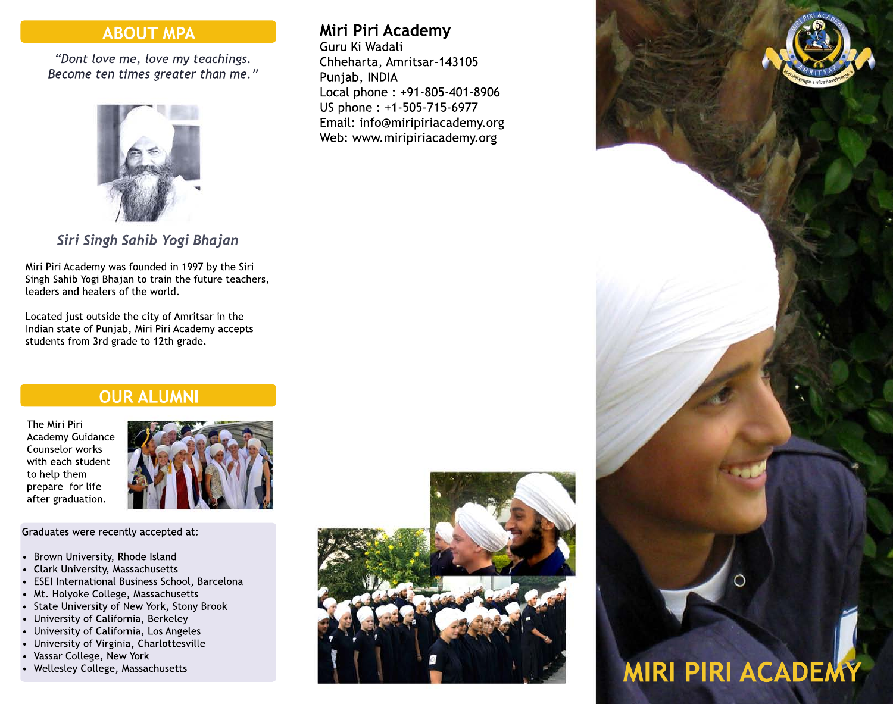## ABOUT MPA

*"Dont love me, love my teachings. Become ten times greater than me."*

*Siri Singh Sahib Yogi Bhajan*

Miri Piri Academy was founded in 1997 by the Siri Singh Sahib Yogi Bhajan to train the future teachers, leaders and healers of the world.

Located just outside the city of Amritsar in the Indian state of Punjab, Miri Piri Academy accepts students from 3rd grade to 12th grade.

## OUR ALUMNI

The Miri Piri Academy Guidance Counselor works with each student to help them prepare for life after graduation.

Graduates were recently accepted at:

- Brown University, Rhode Island
- Clark University, Massachusetts
- ESEI International Business School, Barcelona
- Mt. Holyoke College, Massachusetts
- State University of New York, Stony Brook
- University of California, Berkeley
- University of California, Los Angeles
- University of Virginia, Charlottesville
- Vassar College, New York
- Wellesley College, Massachusetts

**Miri Piri Academy**
Guru Ki Wadali
Chheharta, Amritsar-143105
Punjab, INDIA
Local phone : +91-805-401-8906
US phone : +1-505-715-6977
Email: info@miripiriacademy.org
Web: www.miripiriacademy.org

# MIRI PIRI ACADEMY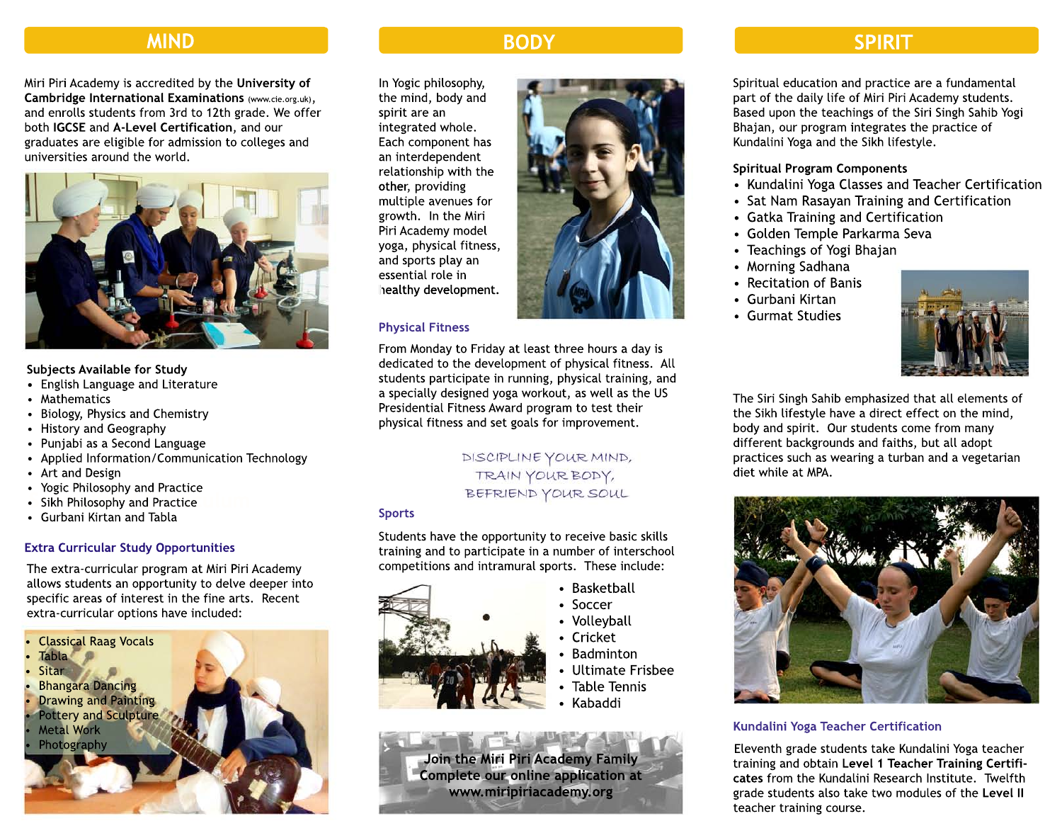## MIND

Miri Piri Academy is accredited by the **University of Cambridge International Examinations** (www.cie.org.uk), and enrolls students from 3rd to 12th grade. We offer both **IGCSE** and **A-Level Certification**, and our graduates are eligible for admission to colleges and universities around the world.

**Subjects Available for Study**

- English Language and Literature
- Mathematics
- Biology, Physics and Chemistry
- History and Geography
- Punjabi as a Second Language
- Applied Information/Communication Technology
- Art and Design
- Yogic Philosophy and Practice
- Sikh Philosophy and Practice
- Gurbani Kirtan and Tabla

### Extra Curricular Study Opportunities

The extra-curricular program at Miri Piri Academy allows students an opportunity to delve deeper into specific areas of interest in the fine arts. Recent extra-curricular options have included:

- Classical Raag Vocals
- Tabla
- Sitar
- Bhangara Dancing
- Drawing and Painting
- Pottery and Sculpture
- Metal Work
- Photography

## BODY

In Yogic philosophy, the mind, body and spirit are an integrated whole. Each component has an interdependent relationship with the other, providing multiple avenues for growth. In the Miri Piri Academy model yoga, physical fitness, and sports play an essential role in healthy development.

### Physical Fitness

From Monday to Friday at least three hours a day is dedicated to the development of physical fitness. All students participate in running, physical training, and a specially designed yoga workout, as well as the US Presidential Fitness Award program to test their physical fitness and set goals for improvement.

DISCIPLINE YOUR MIND,
TRAIN YOUR BODY,
BEFRIEND YOUR SOUL

### Sports

Students have the opportunity to receive basic skills training and to participate in a number of interschool competitions and intramural sports. These include:

- Basketball
- Soccer
- Volleyball
- Cricket
- Badminton
- Ultimate Frisbee
- Table Tennis
- Kabaddi

**Join the Miri Piri Academy Family**
**Complete our online application at**
**www.miripiriacademy.org**

## SPIRIT

Spiritual education and practice are a fundamental part of the daily life of Miri Piri Academy students. Based upon the teachings of the Siri Singh Sahib Yogi Bhajan, our program integrates the practice of Kundalini Yoga and the Sikh lifestyle.

**Spiritual Program Components**

- Kundalini Yoga Classes and Teacher Certification
- Sat Nam Rasayan Training and Certification
- Gatka Training and Certification
- Golden Temple Parkarma Seva
- Teachings of Yogi Bhajan
- Morning Sadhana
- Recitation of Banis
- Gurbani Kirtan
- Gurmat Studies

The Siri Singh Sahib emphasized that all elements of the Sikh lifestyle have a direct effect on the mind, body and spirit. Our students come from many different backgrounds and faiths, but all adopt practices such as wearing a turban and a vegetarian diet while at MPA.

### Kundalini Yoga Teacher Certification

Eleventh grade students take Kundalini Yoga teacher training and obtain **Level 1 Teacher Training Certificates** from the Kundalini Research Institute. Twelfth grade students also take two modules of the **Level II** teacher training course.